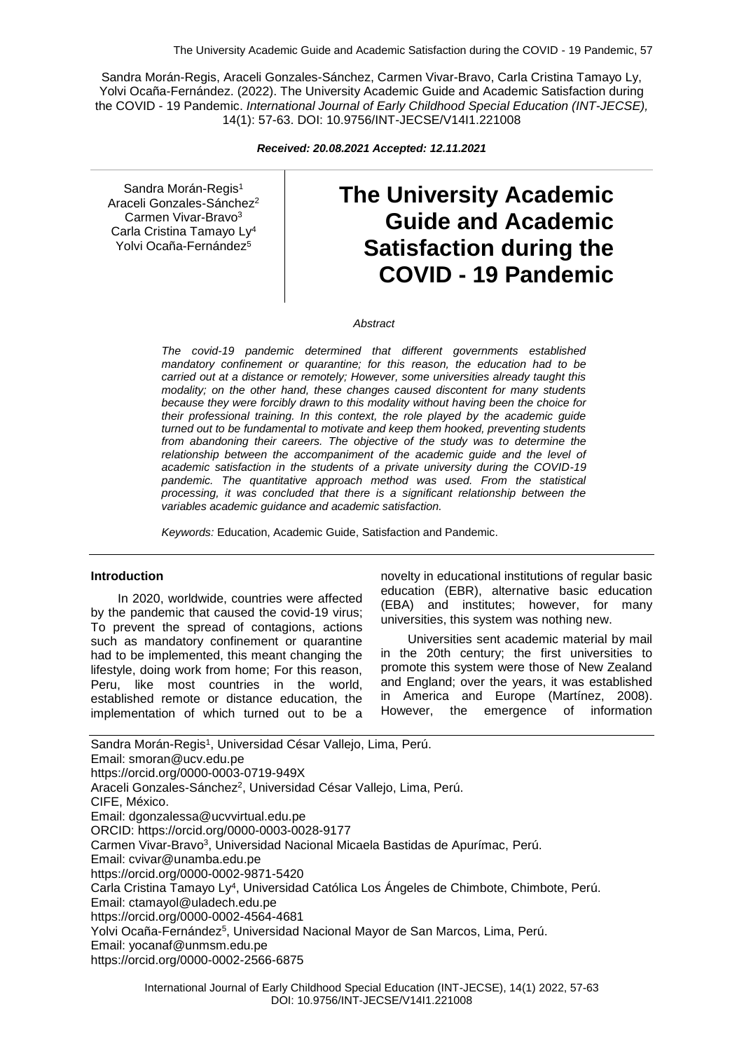Sandra Morán-Regis, Araceli Gonzales-Sánchez, Carmen Vivar-Bravo, Carla Cristina Tamayo Ly, Yolvi Ocaña-Fernández. (2022). The University Academic Guide and Academic Satisfaction during the COVID - 19 Pandemic. *International Journal of Early Childhood Special Education (INT-JECSE),* 14(1): 57-63. DOI: 10.9756/INT-JECSE/V14I1.221008

***Received: 20.08.2021 Accepted: 12.11.2021***

Sandra Morán-Regis[1]
Araceli Gonzales-Sánchez[2]
Carmen Vivar-Bravo[3]
Carla Cristina Tamayo Ly[4]
Yolvi Ocaña-Fernández[5]

# The University Academic Guide and Academic Satisfaction during the COVID - 19 Pandemic

*Abstract*

*The covid-19 pandemic determined that different governments established mandatory confinement or quarantine; for this reason, the education had to be carried out at a distance or remotely; However, some universities already taught this modality; on the other hand, these changes caused discontent for many students because they were forcibly drawn to this modality without having been the choice for their professional training. In this context, the role played by the academic guide turned out to be fundamental to motivate and keep them hooked, preventing students from abandoning their careers. The objective of the study was to determine the relationship between the accompaniment of the academic guide and the level of academic satisfaction in the students of a private university during the COVID-19 pandemic. The quantitative approach method was used. From the statistical processing, it was concluded that there is a significant relationship between the variables academic guidance and academic satisfaction.*

*Keywords:* Education, Academic Guide, Satisfaction and Pandemic.

**Introduction**

In 2020, worldwide, countries were affected by the pandemic that caused the covid-19 virus; To prevent the spread of contagions, actions such as mandatory confinement or quarantine had to be implemented, this meant changing the lifestyle, doing work from home; For this reason, Peru, like most countries in the world, established remote or distance education, the implementation of which turned out to be a novelty in educational institutions of regular basic education (EBR), alternative basic education (EBA) and institutes; however, for many universities, this system was nothing new.

Universities sent academic material by mail in the 20th century; the first universities to promote this system were those of New Zealand and England; over the years, it was established in America and Europe (Martínez, 2008). However, the emergence of information

Sandra Morán-Regis[1], Universidad César Vallejo, Lima, Perú.
Email: smoran@ucv.edu.pe
https://orcid.org/0000-0003-0719-949X
Araceli Gonzales-Sánchez[2], Universidad César Vallejo, Lima, Perú.
CIFE, México.
Email: dgonzalessa@ucvvirtual.edu.pe
ORCID: https://orcid.org/0000-0003-0028-9177
Carmen Vivar-Bravo[3], Universidad Nacional Micaela Bastidas de Apurímac, Perú.
Email: cvivar@unamba.edu.pe
https://orcid.org/0000-0002-9871-5420
Carla Cristina Tamayo Ly[4], Universidad Católica Los Ángeles de Chimbote, Chimbote, Perú.
Email: ctamayol@uladech.edu.pe
https://orcid.org/0000-0002-4564-4681
Yolvi Ocaña-Fernández[5], Universidad Nacional Mayor de San Marcos, Lima, Perú.
Email: yocanaf@unmsm.edu.pe
https://orcid.org/0000-0002-2566-6875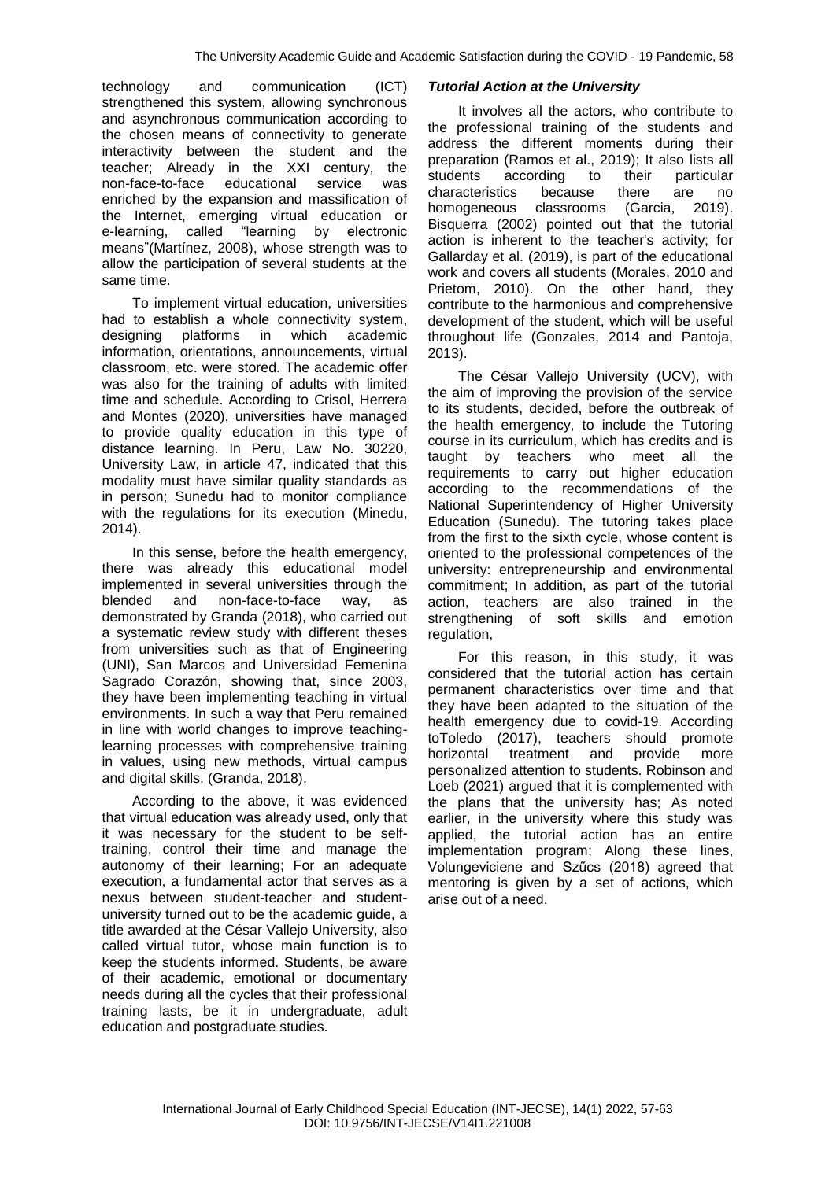technology and communication (ICT) strengthened this system, allowing synchronous and asynchronous communication according to the chosen means of connectivity to generate interactivity between the student and the teacher; Already in the XXI century, the non-face-to-face educational service was enriched by the expansion and massification of the Internet, emerging virtual education or e-learning, called "learning by electronic means"(Martínez, 2008), whose strength was to allow the participation of several students at the same time.

To implement virtual education, universities had to establish a whole connectivity system, designing platforms in which academic information, orientations, announcements, virtual classroom, etc. were stored. The academic offer was also for the training of adults with limited time and schedule. According to Crisol, Herrera and Montes (2020), universities have managed to provide quality education in this type of distance learning. In Peru, Law No. 30220, University Law, in article 47, indicated that this modality must have similar quality standards as in person; Sunedu had to monitor compliance with the regulations for its execution (Minedu, 2014).

In this sense, before the health emergency, there was already this educational model implemented in several universities through the blended and non-face-to-face way, as demonstrated by Granda (2018), who carried out a systematic review study with different theses from universities such as that of Engineering (UNI), San Marcos and Universidad Femenina Sagrado Corazón, showing that, since 2003, they have been implementing teaching in virtual environments. In such a way that Peru remained in line with world changes to improve teaching-learning processes with comprehensive training in values, using new methods, virtual campus and digital skills. (Granda, 2018).

According to the above, it was evidenced that virtual education was already used, only that it was necessary for the student to be self-training, control their time and manage the autonomy of their learning; For an adequate execution, a fundamental actor that serves as a nexus between student-teacher and student-university turned out to be the academic guide, a title awarded at the César Vallejo University, also called virtual tutor, whose main function is to keep the students informed. Students, be aware of their academic, emotional or documentary needs during all the cycles that their professional training lasts, be it in undergraduate, adult education and postgraduate studies.

### *Tutorial Action at the University*

It involves all the actors, who contribute to the professional training of the students and address the different moments during their preparation (Ramos et al., 2019); It also lists all students according to their particular characteristics because there are no homogeneous classrooms (Garcia, 2019). Bisquerra (2002) pointed out that the tutorial action is inherent to the teacher's activity; for Gallarday et al. (2019), is part of the educational work and covers all students (Morales, 2010 and Prietom, 2010). On the other hand, they contribute to the harmonious and comprehensive development of the student, which will be useful throughout life (Gonzales, 2014 and Pantoja, 2013).

The César Vallejo University (UCV), with the aim of improving the provision of the service to its students, decided, before the outbreak of the health emergency, to include the Tutoring course in its curriculum, which has credits and is taught by teachers who meet all the requirements to carry out higher education according to the recommendations of the National Superintendency of Higher University Education (Sunedu). The tutoring takes place from the first to the sixth cycle, whose content is oriented to the professional competences of the university: entrepreneurship and environmental commitment; In addition, as part of the tutorial action, teachers are also trained in the strengthening of soft skills and emotion regulation,

For this reason, in this study, it was considered that the tutorial action has certain permanent characteristics over time and that they have been adapted to the situation of the health emergency due to covid-19. According toToledo (2017), teachers should promote horizontal treatment and provide more personalized attention to students. Robinson and Loeb (2021) argued that it is complemented with the plans that the university has; As noted earlier, in the university where this study was applied, the tutorial action has an entire implementation program; Along these lines, Volungeviciene and Szűcs (2018) agreed that mentoring is given by a set of actions, which arise out of a need.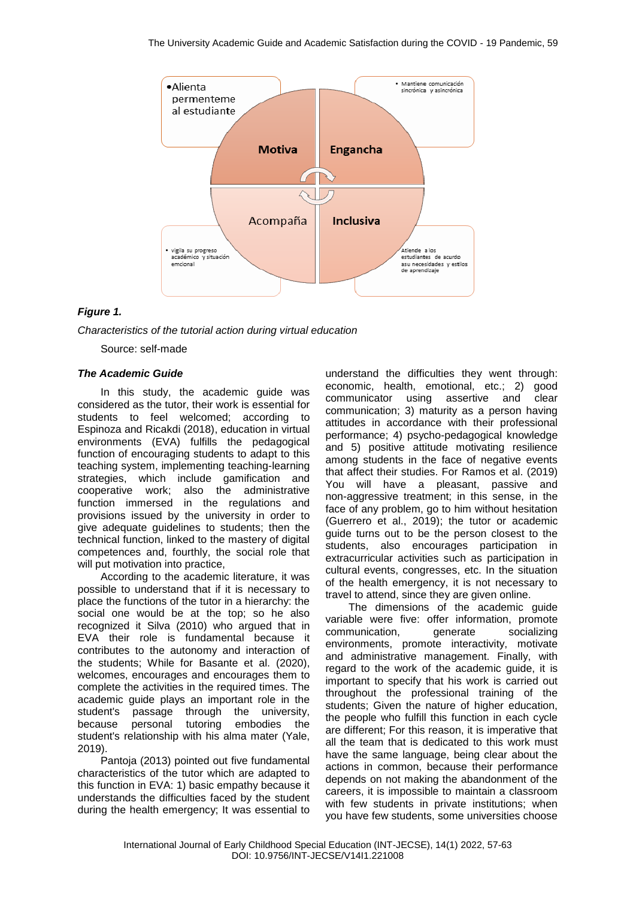*Figure 1.*

*Characteristics of the tutorial action during virtual education*

Source: self-made

### *The Academic Guide*

In this study, the academic guide was considered as the tutor, their work is essential for students to feel welcomed; according to Espinoza and Ricakdi (2018), education in virtual environments (EVA) fulfills the pedagogical function of encouraging students to adapt to this teaching system, implementing teaching-learning strategies, which include gamification and cooperative work; also the administrative function immersed in the regulations and provisions issued by the university in order to give adequate guidelines to students; then the technical function, linked to the mastery of digital competences and, fourthly, the social role that will put motivation into practice,

According to the academic literature, it was possible to understand that if it is necessary to place the functions of the tutor in a hierarchy: the social one would be at the top; so he also recognized it Silva (2010) who argued that in EVA their role is fundamental because it contributes to the autonomy and interaction of the students; While for Basante et al. (2020), welcomes, encourages and encourages them to complete the activities in the required times. The academic guide plays an important role in the student's passage through the university, because personal tutoring embodies the student's relationship with his alma mater (Yale, 2019).

Pantoja (2013) pointed out five fundamental characteristics of the tutor which are adapted to this function in EVA: 1) basic empathy because it understands the difficulties faced by the student during the health emergency; It was essential to understand the difficulties they went through: economic, health, emotional, etc.; 2) good communicator using assertive and clear communication; 3) maturity as a person having attitudes in accordance with their professional performance; 4) psycho-pedagogical knowledge and 5) positive attitude motivating resilience among students in the face of negative events that affect their studies. For Ramos et al. (2019) You will have a pleasant, passive and non-aggressive treatment; in this sense, in the face of any problem, go to him without hesitation (Guerrero et al., 2019); the tutor or academic guide turns out to be the person closest to the students, also encourages participation in extracurricular activities such as participation in cultural events, congresses, etc. In the situation of the health emergency, it is not necessary to travel to attend, since they are given online.

The dimensions of the academic guide variable were five: offer information, promote communication, generate socializing environments, promote interactivity, motivate and administrative management. Finally, with regard to the work of the academic guide, it is important to specify that his work is carried out throughout the professional training of the students; Given the nature of higher education, the people who fulfill this function in each cycle are different; For this reason, it is imperative that all the team that is dedicated to this work must have the same language, being clear about the actions in common, because their performance depends on not making the abandonment of the careers, it is impossible to maintain a classroom with few students in private institutions; when you have few students, some universities choose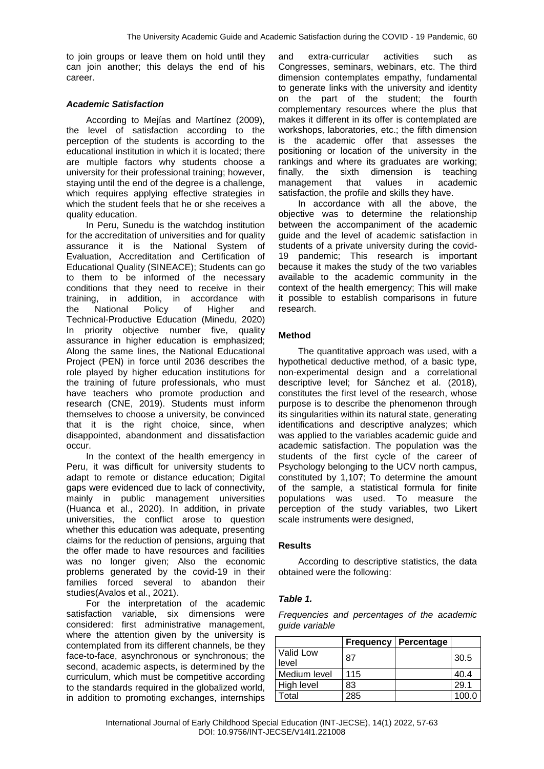to join groups or leave them on hold until they can join another; this delays the end of his career.

### *Academic Satisfaction*

According to Mejías and Martínez (2009), the level of satisfaction according to the perception of the students is according to the educational institution in which it is located; there are multiple factors why students choose a university for their professional training; however, staying until the end of the degree is a challenge, which requires applying effective strategies in which the student feels that he or she receives a quality education.

In Peru, Sunedu is the watchdog institution for the accreditation of universities and for quality assurance it is the National System of Evaluation, Accreditation and Certification of Educational Quality (SINEACE); Students can go to them to be informed of the necessary conditions that they need to receive in their training, in addition, in accordance with the National Policy of Higher and Technical-Productive Education (Minedu, 2020) In priority objective number five, quality assurance in higher education is emphasized; Along the same lines, the National Educational Project (PEN) in force until 2036 describes the role played by higher education institutions for the training of future professionals, who must have teachers who promote production and research (CNE, 2019). Students must inform themselves to choose a university, be convinced that it is the right choice, since, when disappointed, abandonment and dissatisfaction occur.

In the context of the health emergency in Peru, it was difficult for university students to adapt to remote or distance education; Digital gaps were evidenced due to lack of connectivity, mainly in public management universities (Huanca et al., 2020). In addition, in private universities, the conflict arose to question whether this education was adequate, presenting claims for the reduction of pensions, arguing that the offer made to have resources and facilities was no longer given; Also the economic problems generated by the covid-19 in their families forced several to abandon their studies(Avalos et al., 2021).

For the interpretation of the academic satisfaction variable, six dimensions were considered: first administrative management, where the attention given by the university is contemplated from its different channels, be they face-to-face, asynchronous or synchronous; the second, academic aspects, is determined by the curriculum, which must be competitive according to the standards required in the globalized world, in addition to promoting exchanges, internships and extra-curricular activities such as Congresses, seminars, webinars, etc. The third dimension contemplates empathy, fundamental to generate links with the university and identity on the part of the student; the fourth complementary resources where the plus that makes it different in its offer is contemplated are workshops, laboratories, etc.; the fifth dimension is the academic offer that assesses the positioning or location of the university in the rankings and where its graduates are working; finally, the sixth dimension is teaching management that values in academic satisfaction, the profile and skills they have.

In accordance with all the above, the objective was to determine the relationship between the accompaniment of the academic guide and the level of academic satisfaction in students of a private university during the covid-19 pandemic; This research is important because it makes the study of the two variables available to the academic community in the context of the health emergency; This will make it possible to establish comparisons in future research.

### **Method**

The quantitative approach was used, with a hypothetical deductive method, of a basic type, non-experimental design and a correlational descriptive level; for Sánchez et al. (2018), constitutes the first level of the research, whose purpose is to describe the phenomenon through its singularities within its natural state, generating identifications and descriptive analyzes; which was applied to the variables academic guide and academic satisfaction. The population was the students of the first cycle of the career of Psychology belonging to the UCV north campus, constituted by 1,107; To determine the amount of the sample, a statistical formula for finite populations was used. To measure the perception of the study variables, two Likert scale instruments were designed,

### **Results**

According to descriptive statistics, the data obtained were the following:

***Table 1.***

*Frequencies and percentages of the academic guide variable*

| | **Frequency** | **Percentage** | |
|---|---|---|---|
| Valid Low level | 87 | | 30.5 |
| Medium level | 115 | | 40.4 |
| High level | 83 | | 29.1 |
| Total | 285 | | 100.0 |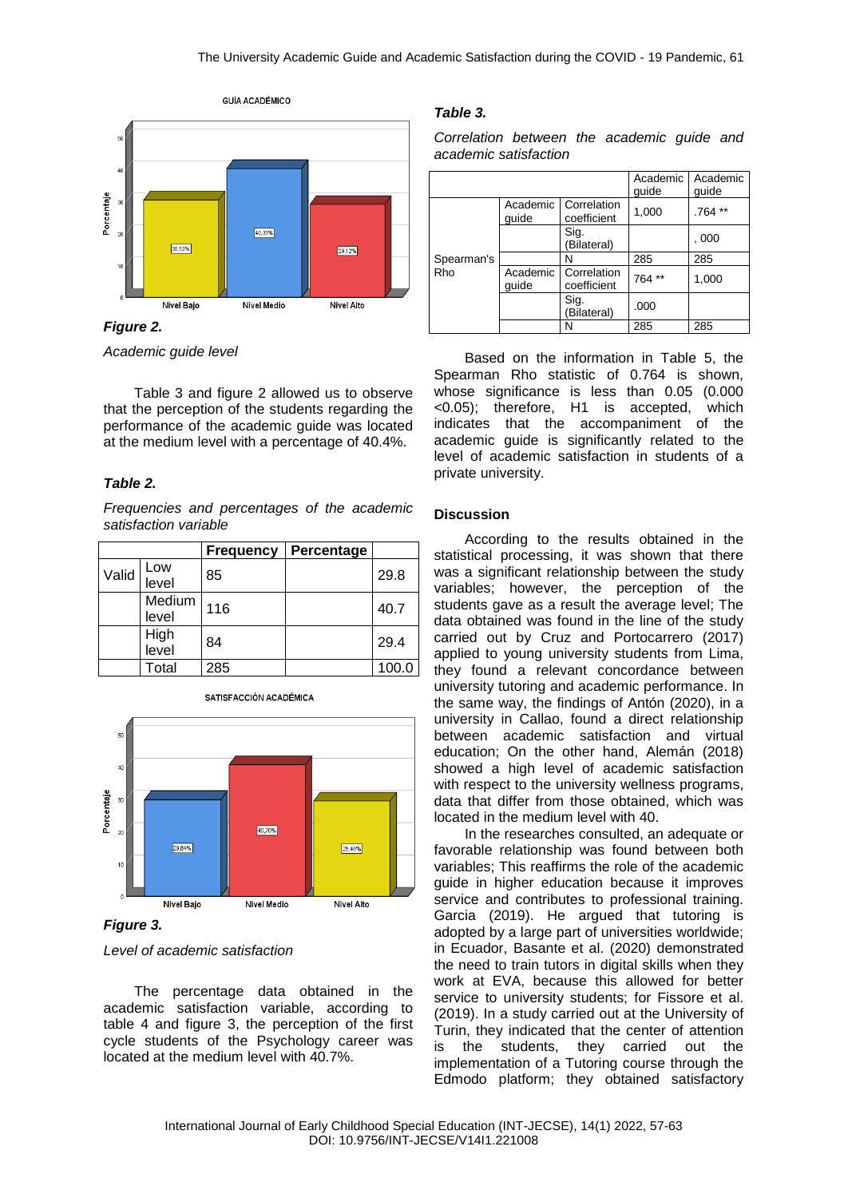**Figure 2.**

*Academic guide level*

Table 3 and figure 2 allowed us to observe that the perception of the students regarding the performance of the academic guide was located at the medium level with a percentage of 40.4%.

**Table 2.**

*Frequencies and percentages of the academic satisfaction variable*

| | | Frequency | Percentage | |
|---|---|---|---|---|
| Valid | Low level | 85 | | 29.8 |
| | Medium level | 116 | | 40.7 |
| | High level | 84 | | 29.4 |
| | Total | 285 | | 100.0 |

**Figure 3.**

*Level of academic satisfaction*

The percentage data obtained in the academic satisfaction variable, according to table 4 and figure 3, the perception of the first cycle students of the Psychology career was located at the medium level with 40.7%.

**Table 3.**

*Correlation between the academic guide and academic satisfaction*

| | | | Academic guide | Academic guide |
|---|---|---|---|---|
| Spearman's Rho | Academic guide | Correlation coefficient | 1,000 | .764 ** |
| | | Sig. (Bilateral) | | , 000 |
| | | N | 285 | 285 |
| | Academic guide | Correlation coefficient | 764 ** | 1,000 |
| | | Sig. (Bilateral) | .000 | |
| | | N | 285 | 285 |

Based on the information in Table 5, the Spearman Rho statistic of 0.764 is shown, whose significance is less than 0.05 (0.000 <0.05); therefore, H1 is accepted, which indicates that the accompaniment of the academic guide is significantly related to the level of academic satisfaction in students of a private university.

## Discussion

According to the results obtained in the statistical processing, it was shown that there was a significant relationship between the study variables; however, the perception of the students gave as a result the average level; The data obtained was found in the line of the study carried out by Cruz and Portocarrero (2017) applied to young university students from Lima, they found a relevant concordance between university tutoring and academic performance. In the same way, the findings of Antón (2020), in a university in Callao, found a direct relationship between academic satisfaction and virtual education; On the other hand, Alemán (2018) showed a high level of academic satisfaction with respect to the university wellness programs, data that differ from those obtained, which was located in the medium level with 40.

In the researches consulted, an adequate or favorable relationship was found between both variables; This reaffirms the role of the academic guide in higher education because it improves service and contributes to professional training. Garcia (2019). He argued that tutoring is adopted by a large part of universities worldwide; in Ecuador, Basante et al. (2020) demonstrated the need to train tutors in digital skills when they work at EVA, because this allowed for better service to university students; for Fissore et al. (2019). In a study carried out at the University of Turin, they indicated that the center of attention is the students, they carried out the implementation of a Tutoring course through the Edmodo platform; they obtained satisfactory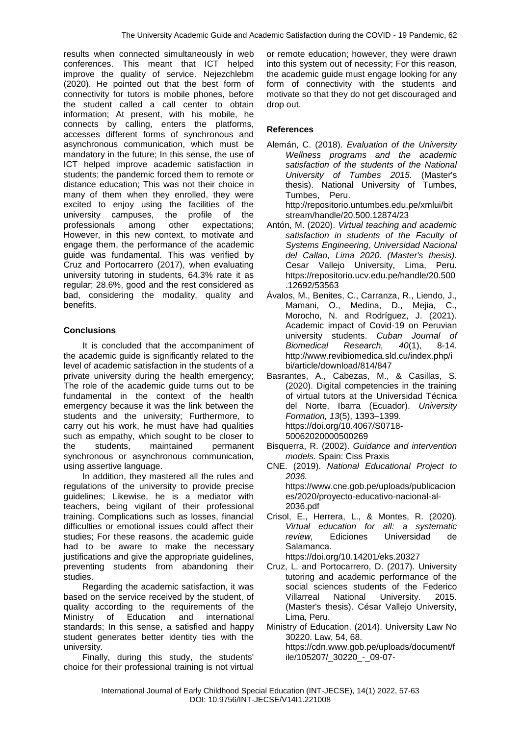results when connected simultaneously in web conferences. This meant that ICT helped improve the quality of service. Nejezchlebm (2020). He pointed out that the best form of connectivity for tutors is mobile phones, before the student called a call center to obtain information; At present, with his mobile, he connects by calling, enters the platforms, accesses different forms of synchronous and asynchronous communication, which must be mandatory in the future; In this sense, the use of ICT helped improve academic satisfaction in students; the pandemic forced them to remote or distance education; This was not their choice in many of them when they enrolled, they were excited to enjoy using the facilities of the university campuses, the profile of the professionals among other expectations; However, in this new context, to motivate and engage them, the performance of the academic guide was fundamental. This was verified by Cruz and Portocarrero (2017), when evaluating university tutoring in students, 64.3% rate it as regular; 28.6%, good and the rest considered as bad, considering the modality, quality and benefits.

## Conclusions

It is concluded that the accompaniment of the academic guide is significantly related to the level of academic satisfaction in the students of a private university during the health emergency; The role of the academic guide turns out to be fundamental in the context of the health emergency because it was the link between the students and the university; Furthermore, to carry out his work, he must have had qualities such as empathy, which sought to be closer to the students, maintained permanent synchronous or asynchronous communication, using assertive language.

In addition, they mastered all the rules and regulations of the university to provide precise guidelines; Likewise, he is a mediator with teachers, being vigilant of their professional training. Complications such as losses, financial difficulties or emotional issues could affect their studies; For these reasons, the academic guide had to be aware to make the necessary justifications and give the appropriate guidelines, preventing students from abandoning their studies.

Regarding the academic satisfaction, it was based on the service received by the student, of quality according to the requirements of the Ministry of Education and international standards; In this sense, a satisfied and happy student generates better identity ties with the university.

Finally, during this study, the students' choice for their professional training is not virtual or remote education; however, they were drawn into this system out of necessity; For this reason, the academic guide must engage looking for any form of connectivity with the students and motivate so that they do not get discouraged and drop out.

## References

Alemán, C. (2018). *Evaluation of the University Wellness programs and the academic satisfaction of the students of the National University of Tumbes 2015.* (Master's thesis). National University of Tumbes, Tumbes, Peru. http://repositorio.untumbes.edu.pe/xmlui/bitstream/handle/20.500.12874/23

Antón, M. (2020). *Virtual teaching and academic satisfaction in students of the Faculty of Systems Engineering, Universidad Nacional del Callao, Lima 2020. (Master's thesis).* Cesar Vallejo University, Lima, Peru. https://repositorio.ucv.edu.pe/handle/20.500.12692/53563

Ávalos, M., Benites, C., Carranza, R., Liendo, J., Mamani, O., Medina, D., Mejia, C., Morocho, N. and Rodríguez, J. (2021). Academic impact of Covid-19 on Peruvian university students. *Cuban Journal of Biomedical Research, 40*(1), 8-14. http://www.revibiomedica.sld.cu/index.php/ibi/article/download/814/847

Basrantes, A., Cabezas, M., & Casillas, S. (2020). Digital competencies in the training of virtual tutors at the Universidad Técnica del Norte, Ibarra (Ecuador). *University Formation, 13*(5), 1393–1399. https://doi.org/10.4067/S0718-50062020000500269

Bisquerra, R. (2002). *Guidance and intervention models.* Spain: Ciss Praxis

CNE. (2019). *National Educational Project to 2036.* https://www.cne.gob.pe/uploads/publicaciones/2020/proyecto-educativo-nacional-al-2036.pdf

Crisol, E., Herrera, L., & Montes, R. (2020). *Virtual education for all: a systematic review,* Ediciones Universidad de Salamanca. https://doi.org/10.14201/eks.20327

Cruz, L. and Portocarrero, D. (2017). University tutoring and academic performance of the social sciences students of the Federico Villarreal National University. 2015. (Master's thesis). César Vallejo University, Lima, Peru.

Ministry of Education. (2014). University Law No 30220. Law, 54, 68. https://cdn.www.gob.pe/uploads/document/file/105207/_30220_-_09-07-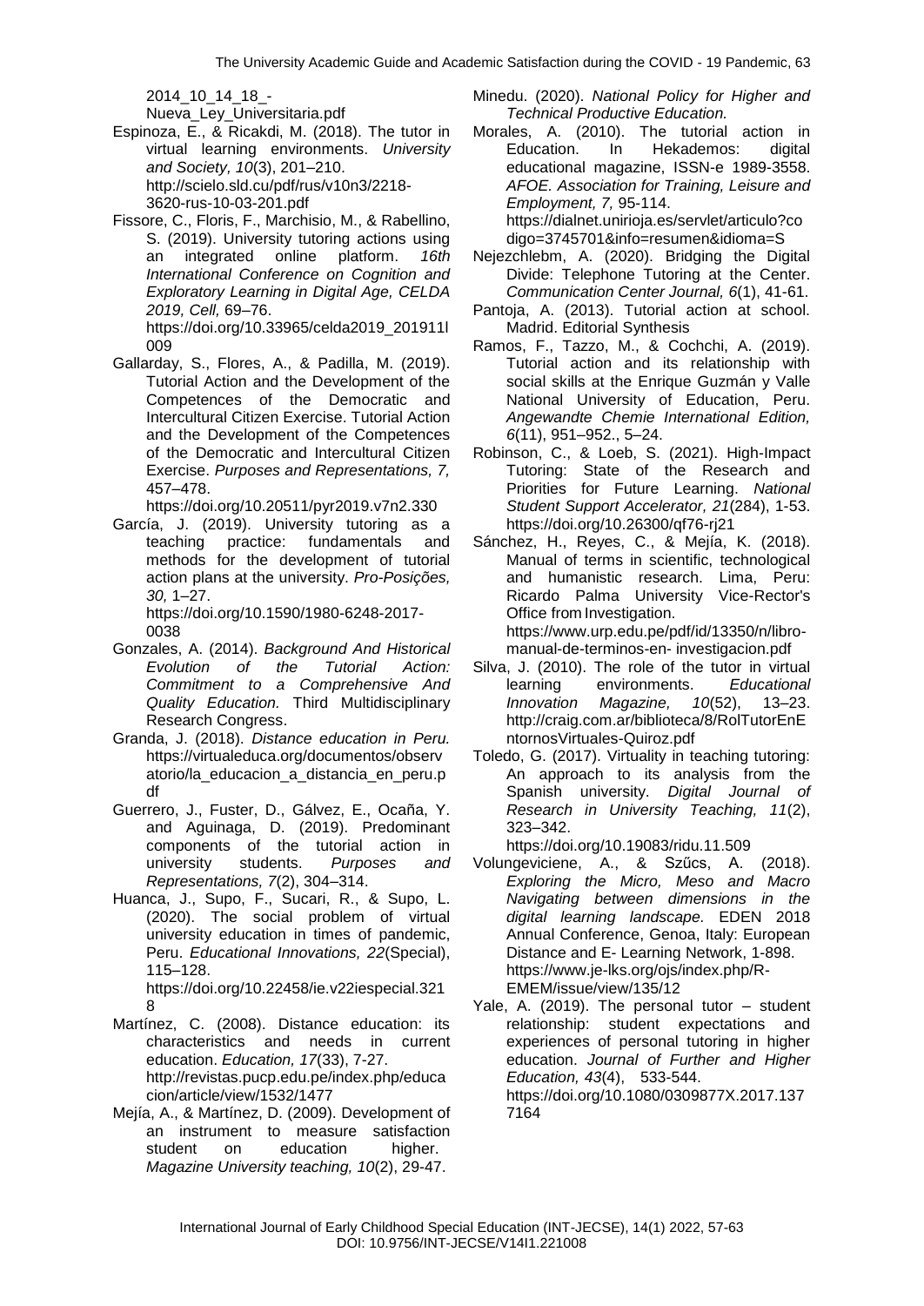2014_10_14_18_-Nueva_Ley_Universitaria.pdf

Espinoza, E., & Ricakdi, M. (2018). The tutor in virtual learning environments. *University and Society, 10*(3), 201–210. http://scielo.sld.cu/pdf/rus/v10n3/2218-3620-rus-10-03-201.pdf

Fissore, C., Floris, F., Marchisio, M., & Rabellino, S. (2019). University tutoring actions using an integrated online platform. *16th International Conference on Cognition and Exploratory Learning in Digital Age, CELDA 2019, Cell,* 69–76. https://doi.org/10.33965/celda2019_201911l009

Gallarday, S., Flores, A., & Padilla, M. (2019). Tutorial Action and the Development of the Competences of the Democratic and Intercultural Citizen Exercise. Tutorial Action and the Development of the Competences of the Democratic and Intercultural Citizen Exercise. *Purposes and Representations, 7,* 457–478. https://doi.org/10.20511/pyr2019.v7n2.330

García, J. (2019). University tutoring as a teaching practice: fundamentals and methods for the development of tutorial action plans at the university. *Pro-Posições, 30,* 1–27. https://doi.org/10.1590/1980-6248-2017-0038

Gonzales, A. (2014). *Background And Historical Evolution of the Tutorial Action: Commitment to a Comprehensive And Quality Education.* Third Multidisciplinary Research Congress.

Granda, J. (2018). *Distance education in Peru.* https://virtualeduca.org/documentos/observatorio/la_educacion_a_distancia_en_peru.pdf

Guerrero, J., Fuster, D., Gálvez, E., Ocaña, Y. and Aguinaga, D. (2019). Predominant components of the tutorial action in university students. *Purposes and Representations, 7*(2), 304–314.

Huanca, J., Supo, F., Sucari, R., & Supo, L. (2020). The social problem of virtual university education in times of pandemic, Peru. *Educational Innovations, 22*(Special), 115–128. https://doi.org/10.22458/ie.v22iespecial.3218

Martínez, C. (2008). Distance education: its characteristics and needs in current education. *Education, 17*(33), 7-27. http://revistas.pucp.edu.pe/index.php/educacion/article/view/1532/1477

Mejía, A., & Martínez, D. (2009). Development of an instrument to measure satisfaction student on education higher. *Magazine University teaching, 10*(2), 29-47.

Minedu. (2020). *National Policy for Higher and Technical Productive Education.*

Morales, A. (2010). The tutorial action in Education. In Hekademos: digital educational magazine, ISSN-e 1989-3558. *AFOE. Association for Training, Leisure and Employment, 7,* 95-114. https://dialnet.unirioja.es/servlet/articulo?codigo=3745701&info=resumen&idioma=S

Nejezchlebm, A. (2020). Bridging the Digital Divide: Telephone Tutoring at the Center. *Communication Center Journal, 6*(1), 41-61.

Pantoja, A. (2013). Tutorial action at school. Madrid. Editorial Synthesis

Ramos, F., Tazzo, M., & Cochchi, A. (2019). Tutorial action and its relationship with social skills at the Enrique Guzmán y Valle National University of Education, Peru. *Angewandte Chemie International Edition, 6*(11), 951–952., 5–24.

Robinson, C., & Loeb, S. (2021). High-Impact Tutoring: State of the Research and Priorities for Future Learning. *National Student Support Accelerator, 21*(284), 1-53. https://doi.org/10.26300/qf76-rj21

Sánchez, H., Reyes, C., & Mejía, K. (2018). Manual of terms in scientific, technological and humanistic research. Lima, Peru: Ricardo Palma University Vice-Rector's Office from Investigation. https://www.urp.edu.pe/pdf/id/13350/n/libro-manual-de-terminos-en- investigacion.pdf

Silva, J. (2010). The role of the tutor in virtual learning environments. *Educational Innovation Magazine, 10*(52), 13–23. http://craig.com.ar/biblioteca/8/RolTutorEnEntornosVirtuales-Quiroz.pdf

Toledo, G. (2017). Virtuality in teaching tutoring: An approach to its analysis from the Spanish university. *Digital Journal of Research in University Teaching, 11*(2), 323–342. https://doi.org/10.19083/ridu.11.509

Volungeviciene, A., & Szűcs, A. (2018). *Exploring the Micro, Meso and Macro Navigating between dimensions in the digital learning landscape.* EDEN 2018 Annual Conference, Genoa, Italy: European Distance and E- Learning Network, 1-898. https://www.je-lks.org/ojs/index.php/R-EMEM/issue/view/135/12

Yale, A. (2019). The personal tutor – student relationship: student expectations and experiences of personal tutoring in higher education. *Journal of Further and Higher Education, 43*(4), 533-544. https://doi.org/10.1080/0309877X.2017.1377164